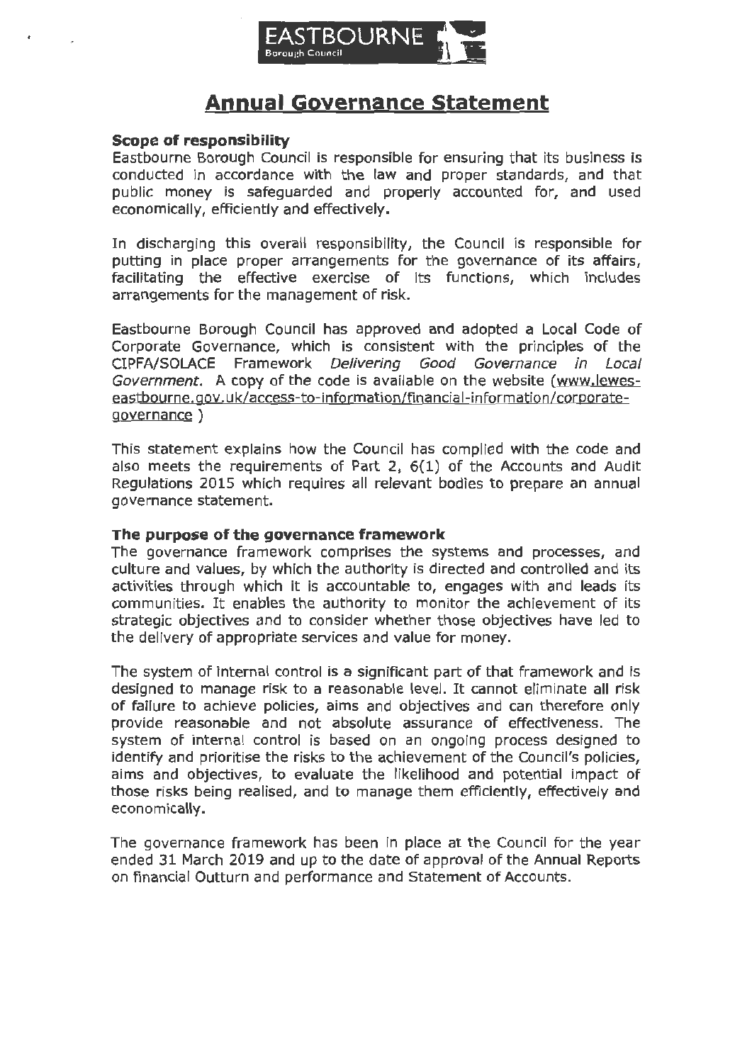# Annual Governance Statement

### Scope of responsibility

Eastbourne Borough Council is responsible for ensuring that its business is conducted in accordance with the law and proper standards, and that public money is safeguarded and properly accounted for, and used economically, efficiently and effectively.

In discharging this overall responsibility, the Council is responsible for putting in place proper arrangements for the governance of its affairs, facilitating the effective exercise of its functions, which includes arrangements for the management of risk.

Eastbourne Borough Council has approved and adopted a Local Code of Corporate Governance, which is consistent with the principles of the CIPFA/SOLACE Framework *Delivering Good Governance in Local Government*. A copy of the code is available on the website (www.lewes-eastbourne.gov.uk/access-to-information/financial-information/corporate-governance )

This statement explains how the Council has complied with the code and also meets the requirements of Part 2, 6(1) of the Accounts and Audit Regulations 2015 which requires all relevant bodies to prepare an annual governance statement.

### The purpose of the governance framework

The governance framework comprises the systems and processes, and culture and values, by which the authority is directed and controlled and its activities through which it is accountable to, engages with and leads its communities. It enables the authority to monitor the achievement of its strategic objectives and to consider whether those objectives have led to the delivery of appropriate services and value for money.

The system of internal control is a significant part of that framework and is designed to manage risk to a reasonable level. It cannot eliminate all risk of failure to achieve policies, aims and objectives and can therefore only provide reasonable and not absolute assurance of effectiveness. The system of internal control is based on an ongoing process designed to identify and prioritise the risks to the achievement of the Council's policies, aims and objectives, to evaluate the likelihood and potential impact of those risks being realised, and to manage them efficiently, effectively and economically.

The governance framework has been in place at the Council for the year ended 31 March 2019 and up to the date of approval of the Annual Reports on financial Outturn and performance and Statement of Accounts.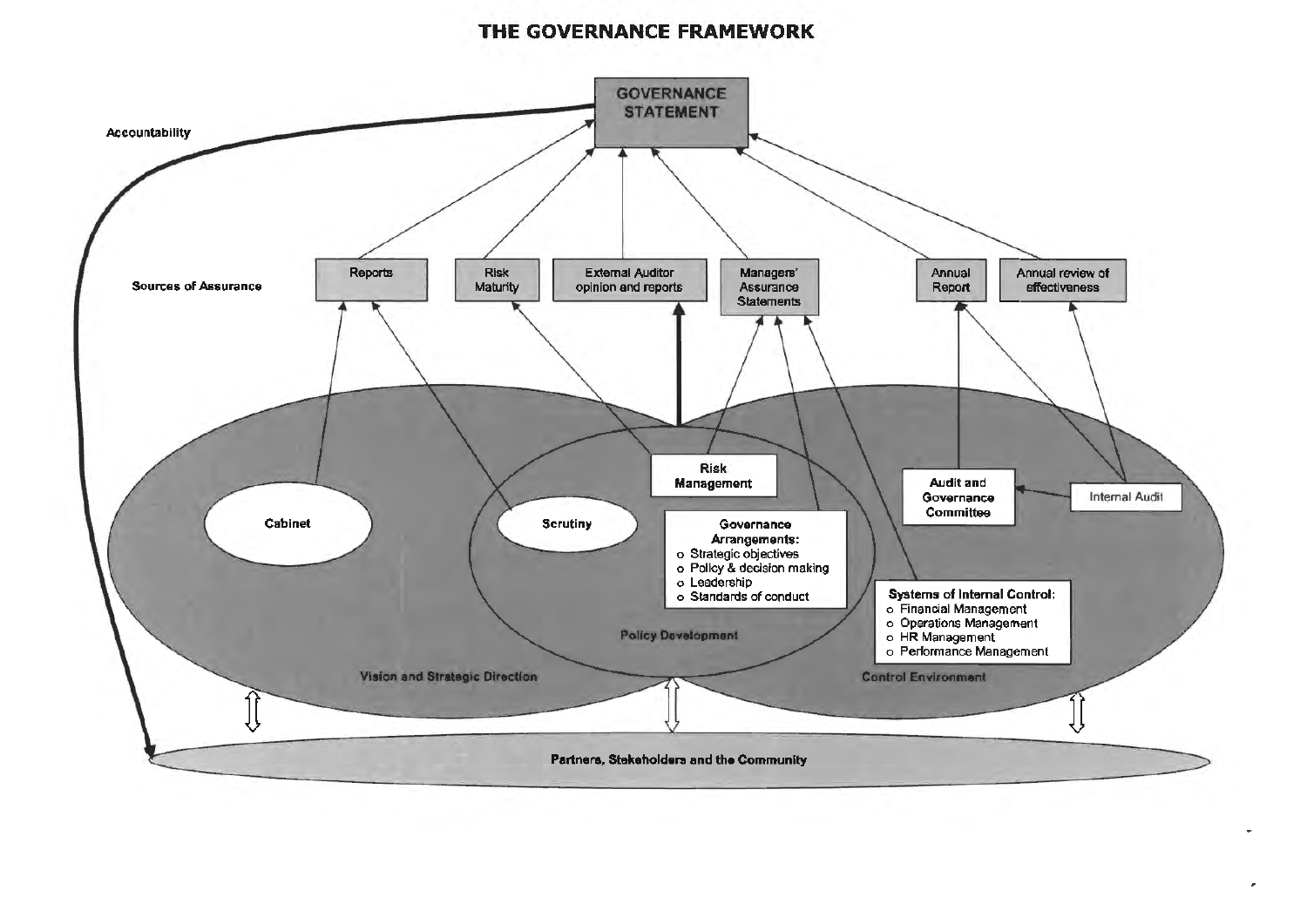# THE GOVERNANCE FRAMEWORK

**GOVERNANCE STATEMENT**

Accountability

**Sources of Assurance**

- Reports
- Risk Maturity
- External Auditor opinion and reports
- Managers' Assurance Statements
- Annual Report
- Annual review of effectiveness

Cabinet

Scrutiny

**Risk Management**

**Governance Arrangements:**

- Strategic objectives
- Policy & decision making
- Leadership
- Standards of conduct

**Audit and Governance Committee**

Internal Audit

**Systems of Internal Control:**

- Financial Management
- Operations Management
- HR Management
- Performance Management

Policy Development

Vision and Strategic Direction

Control Environment

Partners, Stakeholders and the Community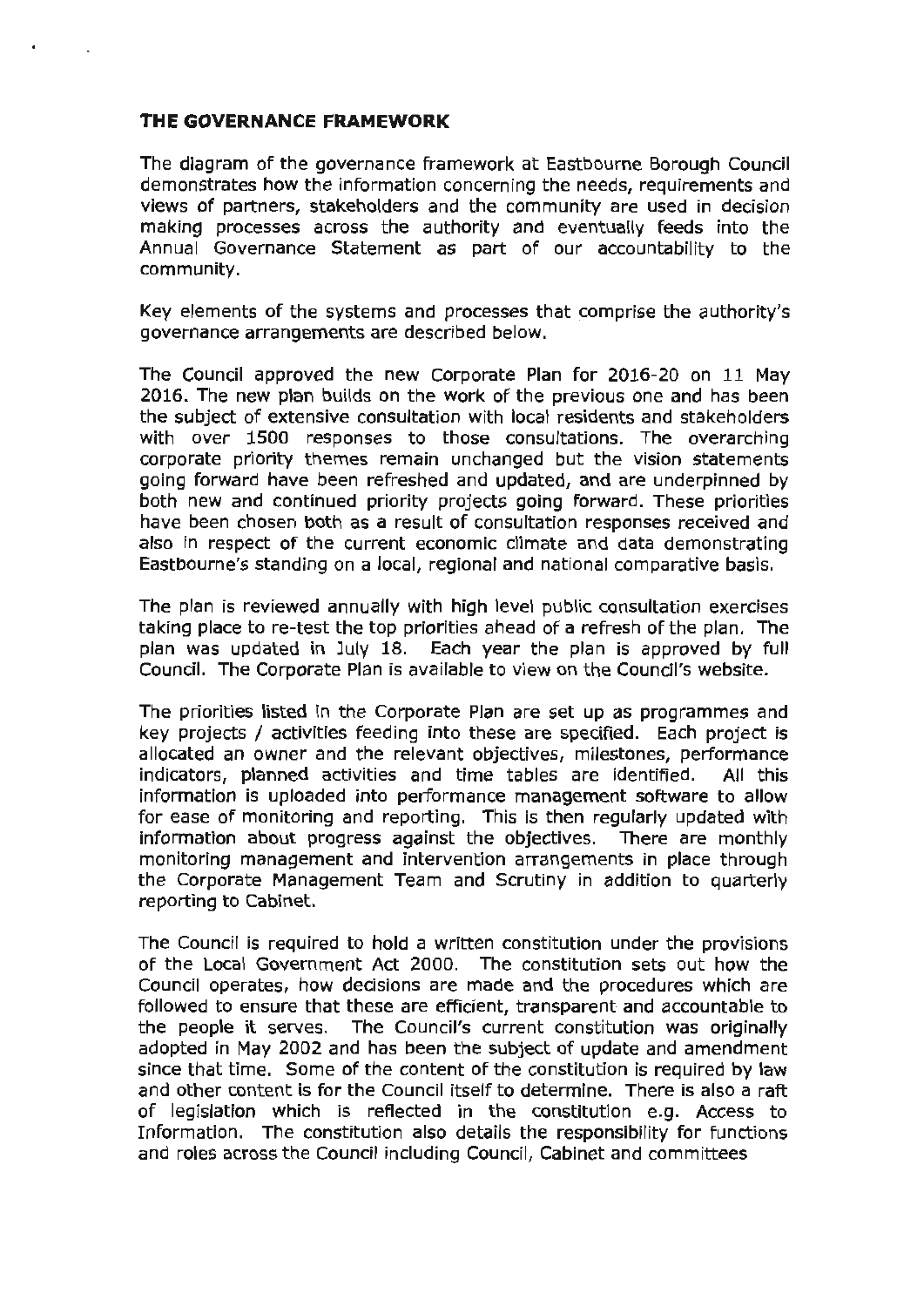## THE GOVERNANCE FRAMEWORK

The diagram of the governance framework at Eastbourne Borough Council demonstrates how the information concerning the needs, requirements and views of partners, stakeholders and the community are used in decision making processes across the authority and eventually feeds into the Annual Governance Statement as part of our accountability to the community.

Key elements of the systems and processes that comprise the authority's governance arrangements are described below.

The Council approved the new Corporate Plan for 2016-20 on 11 May 2016. The new plan builds on the work of the previous one and has been the subject of extensive consultation with local residents and stakeholders with over 1500 responses to those consultations. The overarching corporate priority themes remain unchanged but the vision statements going forward have been refreshed and updated, and are underpinned by both new and continued priority projects going forward. These priorities have been chosen both as a result of consultation responses received and also in respect of the current economic climate and data demonstrating Eastbourne's standing on a local, regional and national comparative basis.

The plan is reviewed annually with high level public consultation exercises taking place to re-test the top priorities ahead of a refresh of the plan. The plan was updated in July 18. Each year the plan is approved by full Council. The Corporate Plan is available to view on the Council's website.

The priorities listed in the Corporate Plan are set up as programmes and key projects / activities feeding into these are specified. Each project is allocated an owner and the relevant objectives, milestones, performance indicators, planned activities and time tables are identified. All this information is uploaded into performance management software to allow for ease of monitoring and reporting. This is then regularly updated with information about progress against the objectives. There are monthly monitoring management and intervention arrangements in place through the Corporate Management Team and Scrutiny in addition to quarterly reporting to Cabinet.

The Council is required to hold a written constitution under the provisions of the Local Government Act 2000. The constitution sets out how the Council operates, how decisions are made and the procedures which are followed to ensure that these are efficient, transparent and accountable to the people it serves. The Council's current constitution was originally adopted in May 2002 and has been the subject of update and amendment since that time. Some of the content of the constitution is required by law and other content is for the Council itself to determine. There is also a raft of legislation which is reflected in the constitution e.g. Access to Information. The constitution also details the responsibility for functions and roles across the Council including Council, Cabinet and committees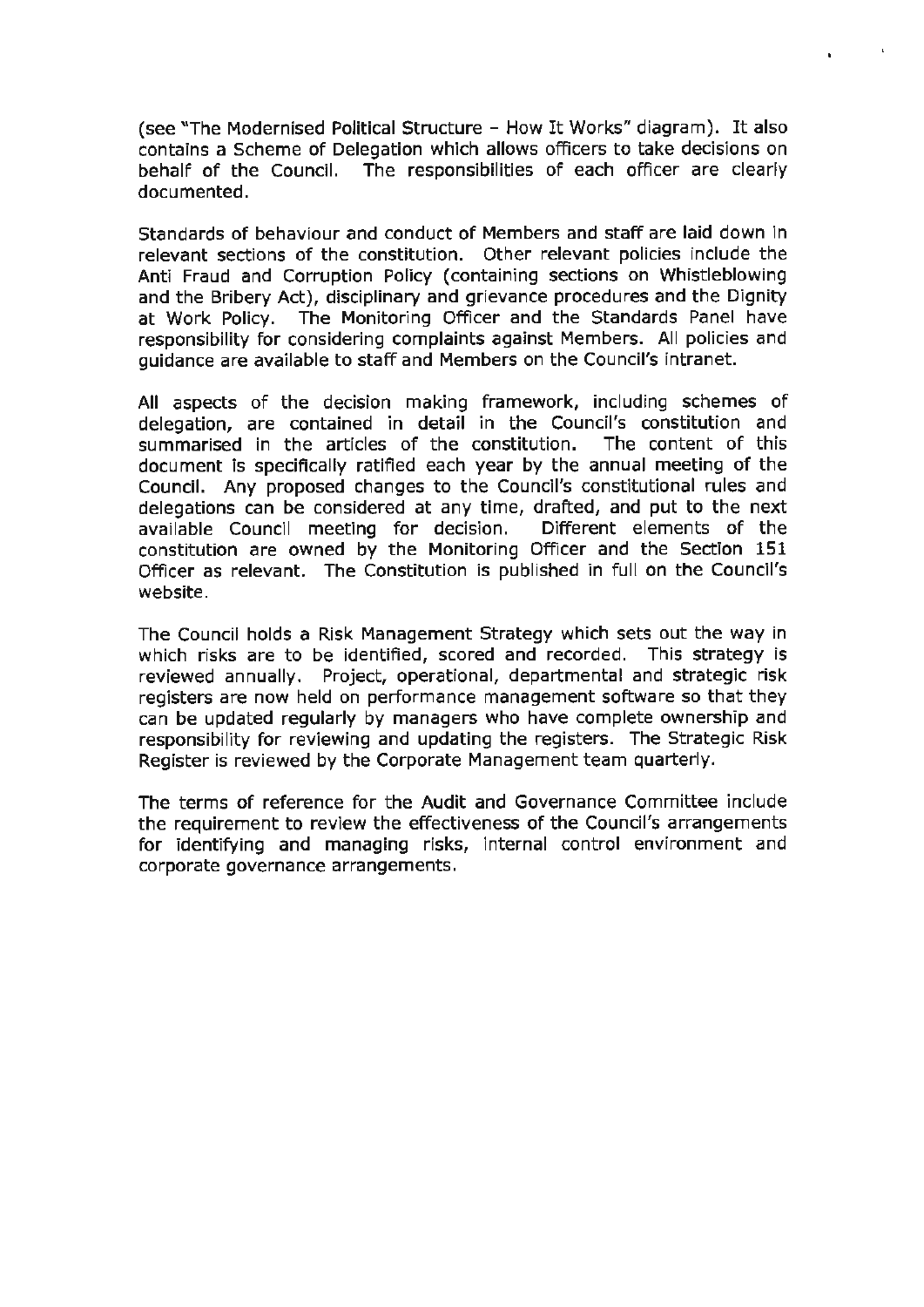(see "The Modernised Political Structure – How It Works" diagram). It also contains a Scheme of Delegation which allows officers to take decisions on behalf of the Council. The responsibilities of each officer are clearly documented.

Standards of behaviour and conduct of Members and staff are laid down in relevant sections of the constitution. Other relevant policies include the Anti Fraud and Corruption Policy (containing sections on Whistleblowing and the Bribery Act), disciplinary and grievance procedures and the Dignity at Work Policy. The Monitoring Officer and the Standards Panel have responsibility for considering complaints against Members. All policies and guidance are available to staff and Members on the Council's intranet.

All aspects of the decision making framework, including schemes of delegation, are contained in detail in the Council's constitution and summarised in the articles of the constitution. The content of this document is specifically ratified each year by the annual meeting of the Council. Any proposed changes to the Council's constitutional rules and delegations can be considered at any time, drafted, and put to the next available Council meeting for decision. Different elements of the constitution are owned by the Monitoring Officer and the Section 151 Officer as relevant. The Constitution is published in full on the Council's website.

The Council holds a Risk Management Strategy which sets out the way in which risks are to be identified, scored and recorded. This strategy is reviewed annually. Project, operational, departmental and strategic risk registers are now held on performance management software so that they can be updated regularly by managers who have complete ownership and responsibility for reviewing and updating the registers. The Strategic Risk Register is reviewed by the Corporate Management team quarterly.

The terms of reference for the Audit and Governance Committee include the requirement to review the effectiveness of the Council's arrangements for identifying and managing risks, internal control environment and corporate governance arrangements.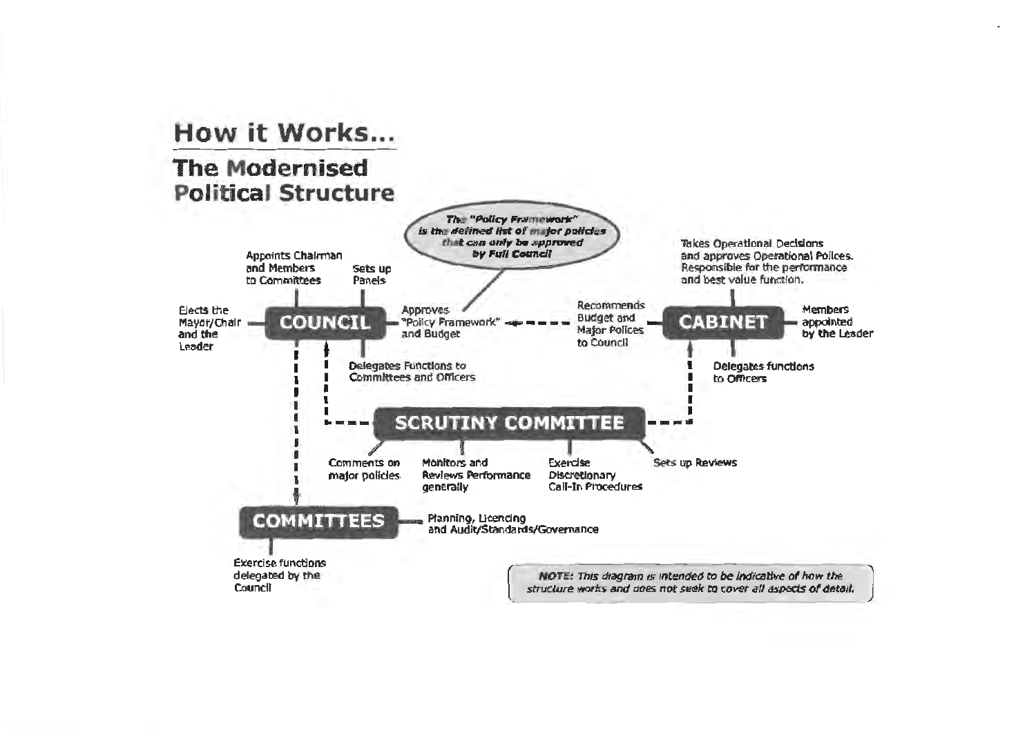# How it Works...

## The Modernised Political Structure

***The "Policy Framework" is the defined list of major policies that can only be approved by Full Council***

**COUNCIL**

- Elects the Mayor/Chair and the Leader
- Appoints Chairman and Members to Committees
- Sets up Panels
- Approves "Policy Framework" and Budget
- Delegates Functions to Committees and Officers

**CABINET**

- Takes Operational Decisions and approves Operational Polices. Responsible for the performance and best value function.
- Members appointed by the Leader
- Recommends Budget and Major Polices to Council
- Delegates functions to Officers

**SCRUTINY COMMITTEE**

- Comments on major policies
- Monitors and Reviews Performance generally
- Exercise Discretionary Call-In Procedures
- Sets up Reviews

**COMMITTEES**

- Planning, Licencing and Audit/Standards/Governance
- Exercise functions delegated by the Council

***NOTE:** This diagram is intended to be indicative of how the structure works and does not seek to cover all aspects of detail.*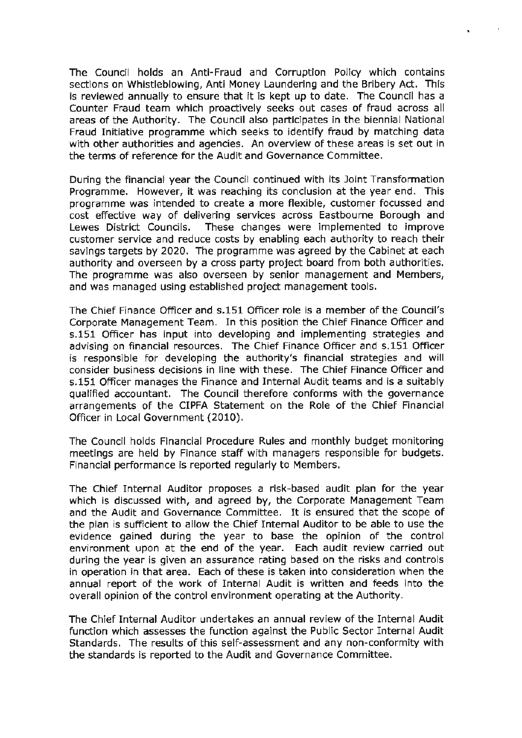The Council holds an Anti-Fraud and Corruption Policy which contains sections on Whistleblowing, Anti Money Laundering and the Bribery Act. This is reviewed annually to ensure that it is kept up to date. The Council has a Counter Fraud team which proactively seeks out cases of fraud across all areas of the Authority. The Council also participates in the biennial National Fraud Initiative programme which seeks to identify fraud by matching data with other authorities and agencies. An overview of these areas is set out in the terms of reference for the Audit and Governance Committee.

During the financial year the Council continued with its Joint Transformation Programme. However, it was reaching its conclusion at the year end. This programme was intended to create a more flexible, customer focussed and cost effective way of delivering services across Eastbourne Borough and Lewes District Councils. These changes were implemented to improve customer service and reduce costs by enabling each authority to reach their savings targets by 2020. The programme was agreed by the Cabinet at each authority and overseen by a cross party project board from both authorities. The programme was also overseen by senior management and Members, and was managed using established project management tools.

The Chief Finance Officer and s.151 Officer role is a member of the Council's Corporate Management Team. In this position the Chief Finance Officer and s.151 Officer has input into developing and implementing strategies and advising on financial resources. The Chief Finance Officer and s.151 Officer is responsible for developing the authority's financial strategies and will consider business decisions in line with these. The Chief Finance Officer and s.151 Officer manages the Finance and Internal Audit teams and is a suitably qualified accountant. The Council therefore conforms with the governance arrangements of the CIPFA Statement on the Role of the Chief Financial Officer in Local Government (2010).

The Council holds Financial Procedure Rules and monthly budget monitoring meetings are held by Finance staff with managers responsible for budgets. Financial performance is reported regularly to Members.

The Chief Internal Auditor proposes a risk-based audit plan for the year which is discussed with, and agreed by, the Corporate Management Team and the Audit and Governance Committee. It is ensured that the scope of the plan is sufficient to allow the Chief Internal Auditor to be able to use the evidence gained during the year to base the opinion of the control environment upon at the end of the year. Each audit review carried out during the year is given an assurance rating based on the risks and controls in operation in that area. Each of these is taken into consideration when the annual report of the work of Internal Audit is written and feeds into the overall opinion of the control environment operating at the Authority.

The Chief Internal Auditor undertakes an annual review of the Internal Audit function which assesses the function against the Public Sector Internal Audit Standards. The results of this self-assessment and any non-conformity with the standards is reported to the Audit and Governance Committee.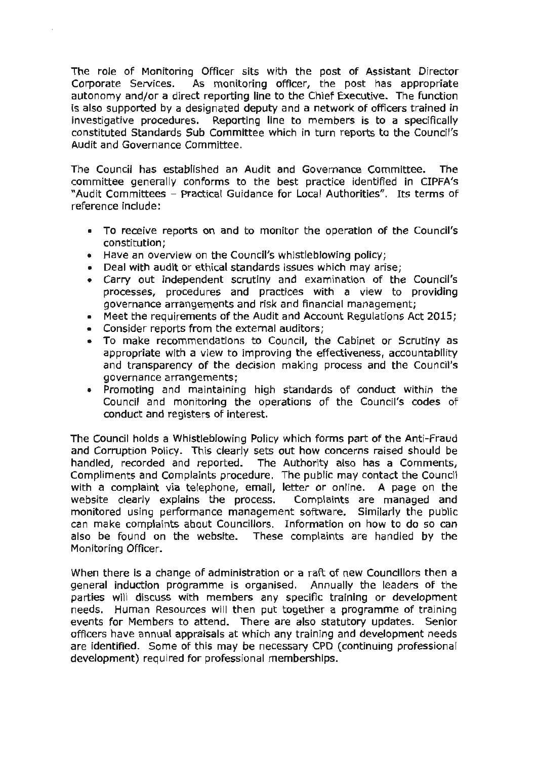The role of Monitoring Officer sits with the post of Assistant Director Corporate Services. As monitoring officer, the post has appropriate autonomy and/or a direct reporting line to the Chief Executive. The function is also supported by a designated deputy and a network of officers trained in investigative procedures. Reporting line to members is to a specifically constituted Standards Sub Committee which in turn reports to the Council's Audit and Governance Committee.

The Council has established an Audit and Governance Committee. The committee generally conforms to the best practice identified in CIPFA's "Audit Committees – Practical Guidance for Local Authorities". Its terms of reference include:

- To receive reports on and to monitor the operation of the Council's constitution;
- Have an overview on the Council's whistleblowing policy;
- Deal with audit or ethical standards issues which may arise;
- Carry out independent scrutiny and examination of the Council's processes, procedures and practices with a view to providing governance arrangements and risk and financial management;
- Meet the requirements of the Audit and Account Regulations Act 2015;
- Consider reports from the external auditors;
- To make recommendations to Council, the Cabinet or Scrutiny as appropriate with a view to improving the effectiveness, accountability and transparency of the decision making process and the Council's governance arrangements;
- Promoting and maintaining high standards of conduct within the Council and monitoring the operations of the Council's codes of conduct and registers of interest.

The Council holds a Whistleblowing Policy which forms part of the Anti-Fraud and Corruption Policy. This clearly sets out how concerns raised should be handled, recorded and reported. The Authority also has a Comments, Compliments and Complaints procedure. The public may contact the Council with a complaint via telephone, email, letter or online. A page on the website clearly explains the process. Complaints are managed and monitored using performance management software. Similarly the public can make complaints about Councillors. Information on how to do so can also be found on the website. These complaints are handled by the Monitoring Officer.

When there is a change of administration or a raft of new Councillors then a general induction programme is organised. Annually the leaders of the parties will discuss with members any specific training or development needs. Human Resources will then put together a programme of training events for Members to attend. There are also statutory updates. Senior officers have annual appraisals at which any training and development needs are identified. Some of this may be necessary CPD (continuing professional development) required for professional memberships.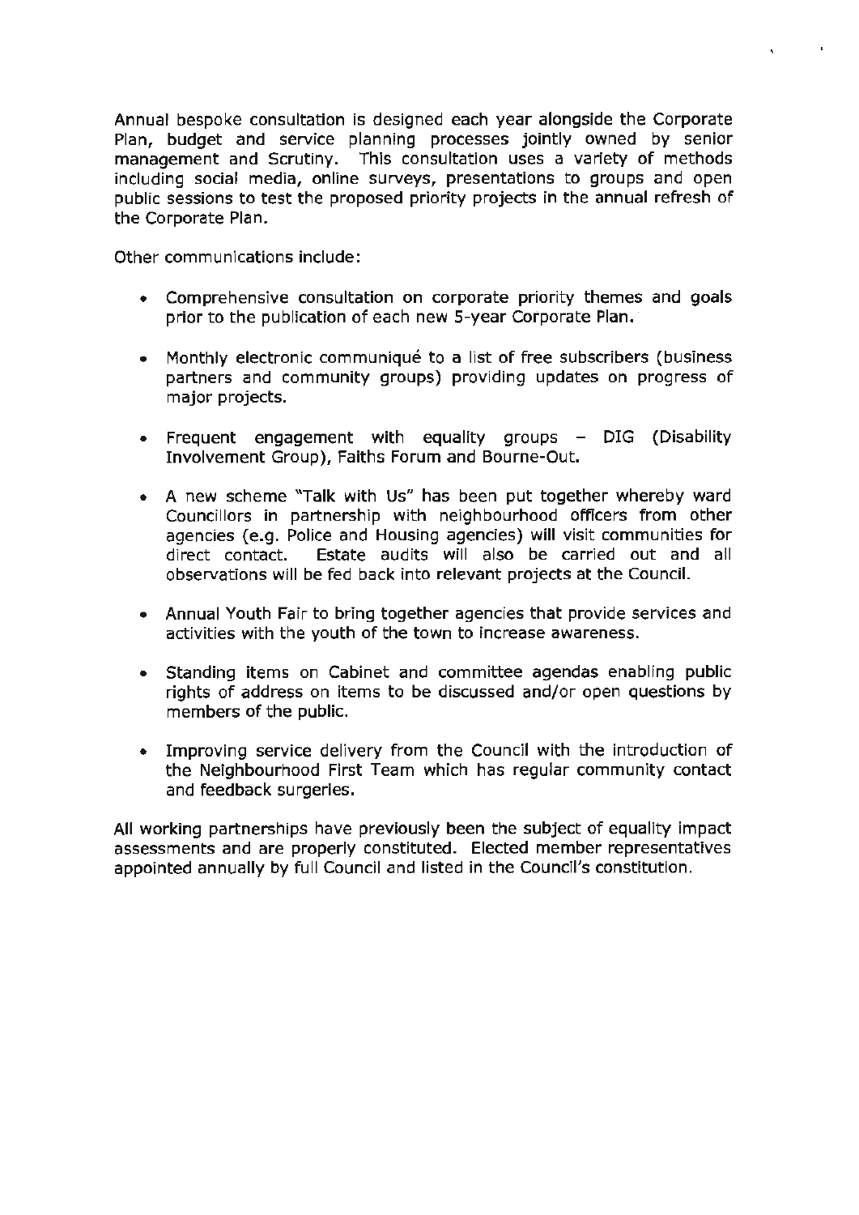Annual bespoke consultation is designed each year alongside the Corporate Plan, budget and service planning processes jointly owned by senior management and Scrutiny. This consultation uses a variety of methods including social media, online surveys, presentations to groups and open public sessions to test the proposed priority projects in the annual refresh of the Corporate Plan.

Other communications include:

- Comprehensive consultation on corporate priority themes and goals prior to the publication of each new 5-year Corporate Plan.
- Monthly electronic communiqué to a list of free subscribers (business partners and community groups) providing updates on progress of major projects.
- Frequent engagement with equality groups – DIG (Disability Involvement Group), Faiths Forum and Bourne-Out.
- A new scheme "Talk with Us" has been put together whereby ward Councillors in partnership with neighbourhood officers from other agencies (e.g. Police and Housing agencies) will visit communities for direct contact. Estate audits will also be carried out and all observations will be fed back into relevant projects at the Council.
- Annual Youth Fair to bring together agencies that provide services and activities with the youth of the town to increase awareness.
- Standing items on Cabinet and committee agendas enabling public rights of address on items to be discussed and/or open questions by members of the public.
- Improving service delivery from the Council with the introduction of the Neighbourhood First Team which has regular community contact and feedback surgeries.

All working partnerships have previously been the subject of equality impact assessments and are properly constituted. Elected member representatives appointed annually by full Council and listed in the Council's constitution.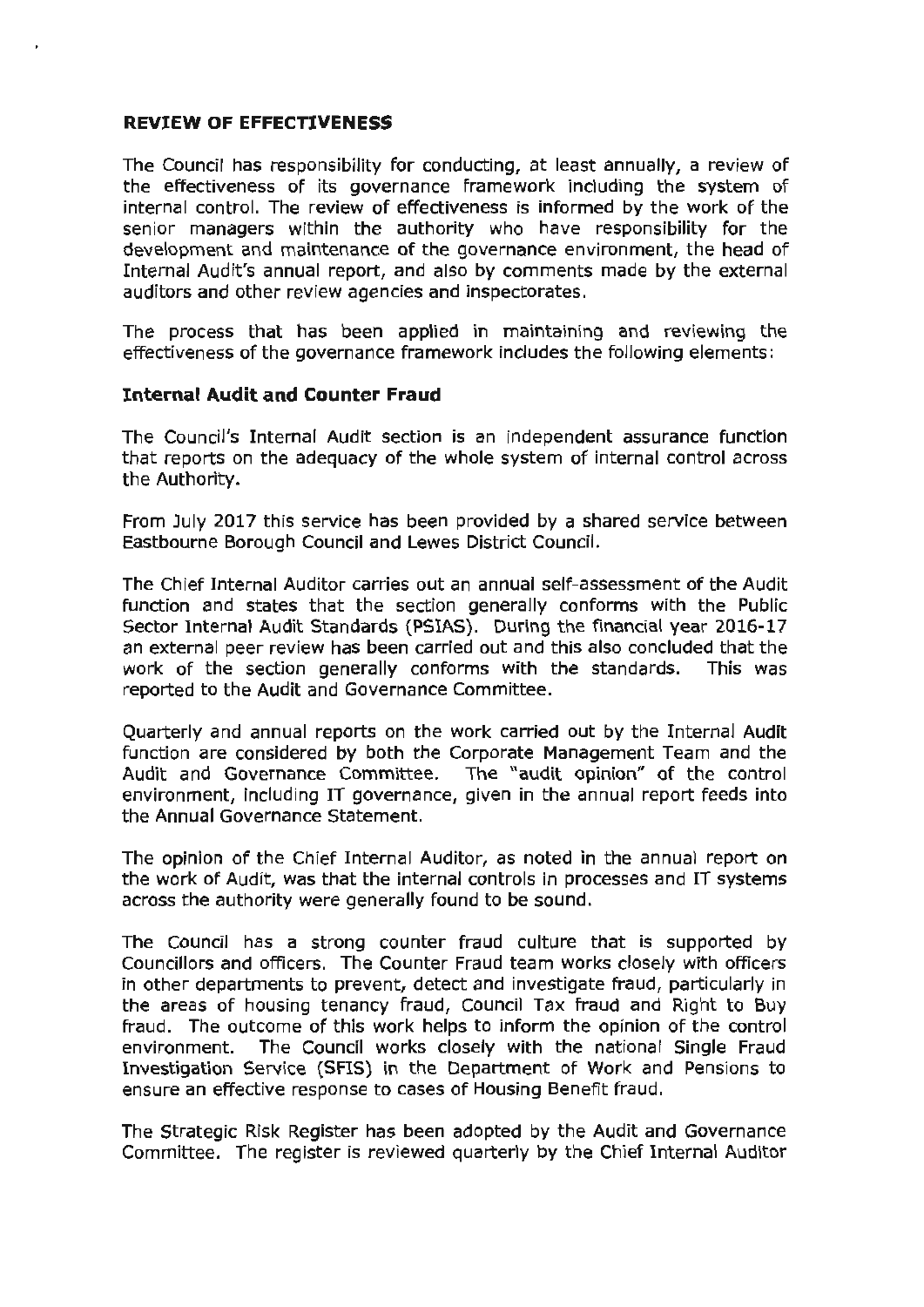## REVIEW OF EFFECTIVENESS

The Council has responsibility for conducting, at least annually, a review of the effectiveness of its governance framework including the system of internal control. The review of effectiveness is informed by the work of the senior managers within the authority who have responsibility for the development and maintenance of the governance environment, the head of Internal Audit's annual report, and also by comments made by the external auditors and other review agencies and inspectorates.

The process that has been applied in maintaining and reviewing the effectiveness of the governance framework includes the following elements:

### Internal Audit and Counter Fraud

The Council's Internal Audit section is an independent assurance function that reports on the adequacy of the whole system of internal control across the Authority.

From July 2017 this service has been provided by a shared service between Eastbourne Borough Council and Lewes District Council.

The Chief Internal Auditor carries out an annual self-assessment of the Audit function and states that the section generally conforms with the Public Sector Internal Audit Standards (PSIAS). During the financial year 2016-17 an external peer review has been carried out and this also concluded that the work of the section generally conforms with the standards. This was reported to the Audit and Governance Committee.

Quarterly and annual reports on the work carried out by the Internal Audit function are considered by both the Corporate Management Team and the Audit and Governance Committee. The "audit opinion" of the control environment, including IT governance, given in the annual report feeds into the Annual Governance Statement.

The opinion of the Chief Internal Auditor, as noted in the annual report on the work of Audit, was that the internal controls in processes and IT systems across the authority were generally found to be sound.

The Council has a strong counter fraud culture that is supported by Councillors and officers. The Counter Fraud team works closely with officers in other departments to prevent, detect and investigate fraud, particularly in the areas of housing tenancy fraud, Council Tax fraud and Right to Buy fraud. The outcome of this work helps to inform the opinion of the control environment. The Council works closely with the national Single Fraud Investigation Service (SFIS) in the Department of Work and Pensions to ensure an effective response to cases of Housing Benefit fraud.

The Strategic Risk Register has been adopted by the Audit and Governance Committee. The register is reviewed quarterly by the Chief Internal Auditor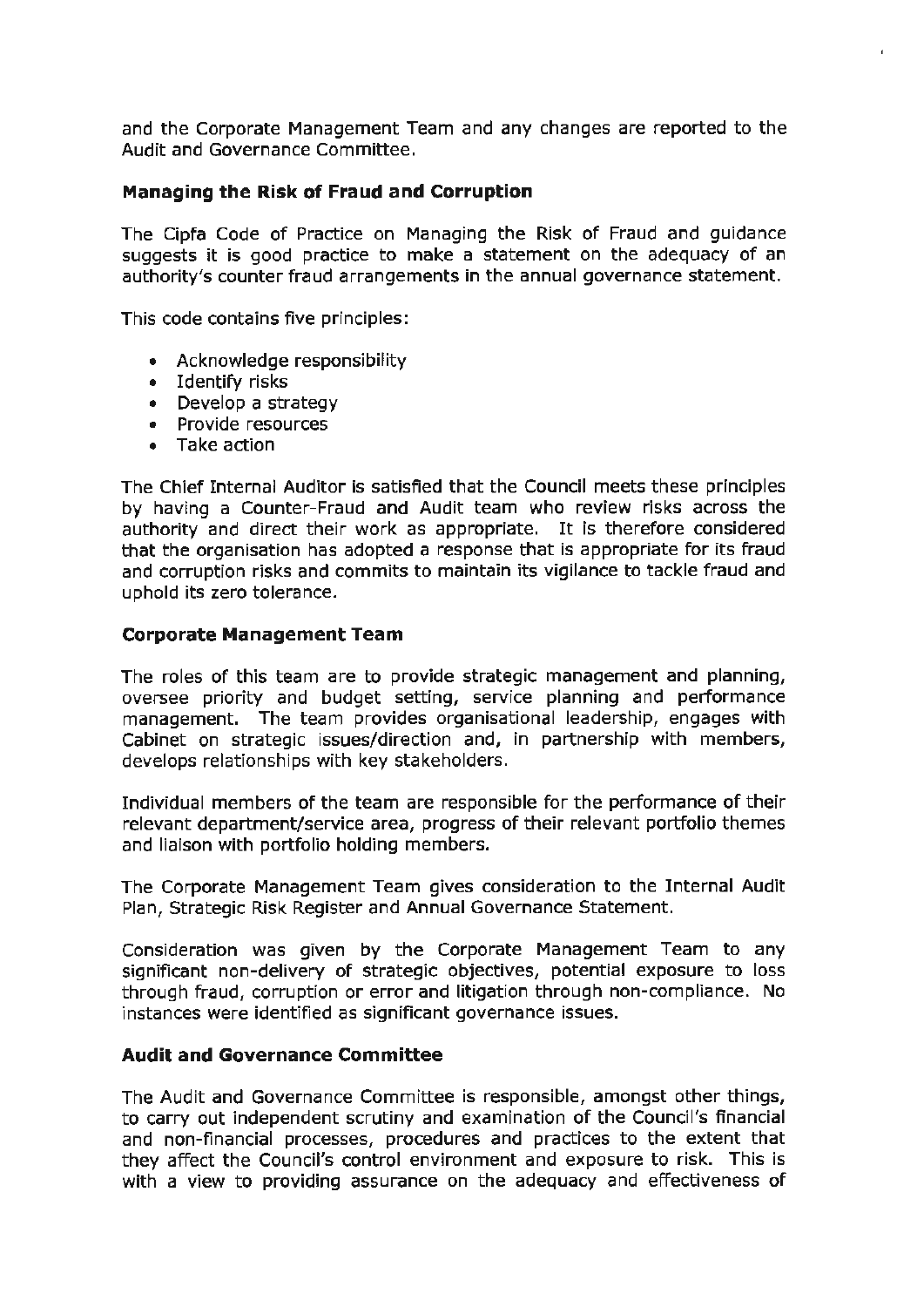and the Corporate Management Team and any changes are reported to the Audit and Governance Committee.

### Managing the Risk of Fraud and Corruption

The Cipfa Code of Practice on Managing the Risk of Fraud and guidance suggests it is good practice to make a statement on the adequacy of an authority's counter fraud arrangements in the annual governance statement.

This code contains five principles:

- Acknowledge responsibility
- Identify risks
- Develop a strategy
- Provide resources
- Take action

The Chief Internal Auditor is satisfied that the Council meets these principles by having a Counter-Fraud and Audit team who review risks across the authority and direct their work as appropriate. It is therefore considered that the organisation has adopted a response that is appropriate for its fraud and corruption risks and commits to maintain its vigilance to tackle fraud and uphold its zero tolerance.

### Corporate Management Team

The roles of this team are to provide strategic management and planning, oversee priority and budget setting, service planning and performance management. The team provides organisational leadership, engages with Cabinet on strategic issues/direction and, in partnership with members, develops relationships with key stakeholders.

Individual members of the team are responsible for the performance of their relevant department/service area, progress of their relevant portfolio themes and liaison with portfolio holding members.

The Corporate Management Team gives consideration to the Internal Audit Plan, Strategic Risk Register and Annual Governance Statement.

Consideration was given by the Corporate Management Team to any significant non-delivery of strategic objectives, potential exposure to loss through fraud, corruption or error and litigation through non-compliance. No instances were identified as significant governance issues.

### Audit and Governance Committee

The Audit and Governance Committee is responsible, amongst other things, to carry out independent scrutiny and examination of the Council's financial and non-financial processes, procedures and practices to the extent that they affect the Council's control environment and exposure to risk. This is with a view to providing assurance on the adequacy and effectiveness of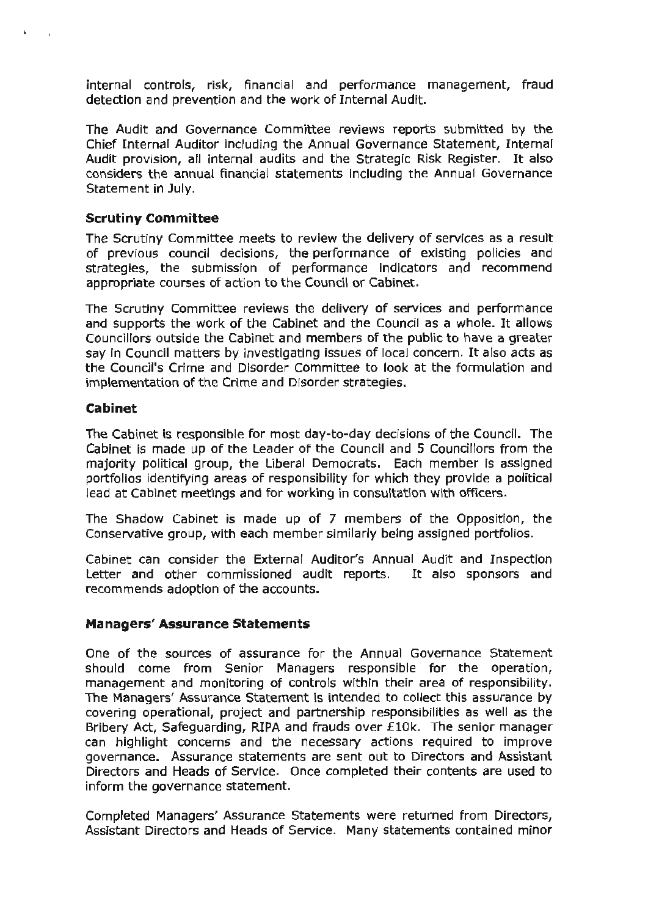internal controls, risk, financial and performance management, fraud detection and prevention and the work of Internal Audit.

The Audit and Governance Committee reviews reports submitted by the Chief Internal Auditor including the Annual Governance Statement, Internal Audit provision, all internal audits and the Strategic Risk Register. It also considers the annual financial statements including the Annual Governance Statement in July.

### Scrutiny Committee

The Scrutiny Committee meets to review the delivery of services as a result of previous council decisions, the performance of existing policies and strategies, the submission of performance indicators and recommend appropriate courses of action to the Council or Cabinet.

The Scrutiny Committee reviews the delivery of services and performance and supports the work of the Cabinet and the Council as a whole. It allows Councillors outside the Cabinet and members of the public to have a greater say in Council matters by investigating issues of local concern. It also acts as the Council's Crime and Disorder Committee to look at the formulation and implementation of the Crime and Disorder strategies.

### Cabinet

The Cabinet is responsible for most day-to-day decisions of the Council. The Cabinet is made up of the Leader of the Council and 5 Councillors from the majority political group, the Liberal Democrats. Each member is assigned portfolios identifying areas of responsibility for which they provide a political lead at Cabinet meetings and for working in consultation with officers.

The Shadow Cabinet is made up of 7 members of the Opposition, the Conservative group, with each member similarly being assigned portfolios.

Cabinet can consider the External Auditor's Annual Audit and Inspection Letter and other commissioned audit reports. It also sponsors and recommends adoption of the accounts.

### Managers' Assurance Statements

One of the sources of assurance for the Annual Governance Statement should come from Senior Managers responsible for the operation, management and monitoring of controls within their area of responsibility. The Managers' Assurance Statement is intended to collect this assurance by covering operational, project and partnership responsibilities as well as the Bribery Act, Safeguarding, RIPA and frauds over £10k. The senior manager can highlight concerns and the necessary actions required to improve governance. Assurance statements are sent out to Directors and Assistant Directors and Heads of Service. Once completed their contents are used to inform the governance statement.

Completed Managers' Assurance Statements were returned from Directors, Assistant Directors and Heads of Service. Many statements contained minor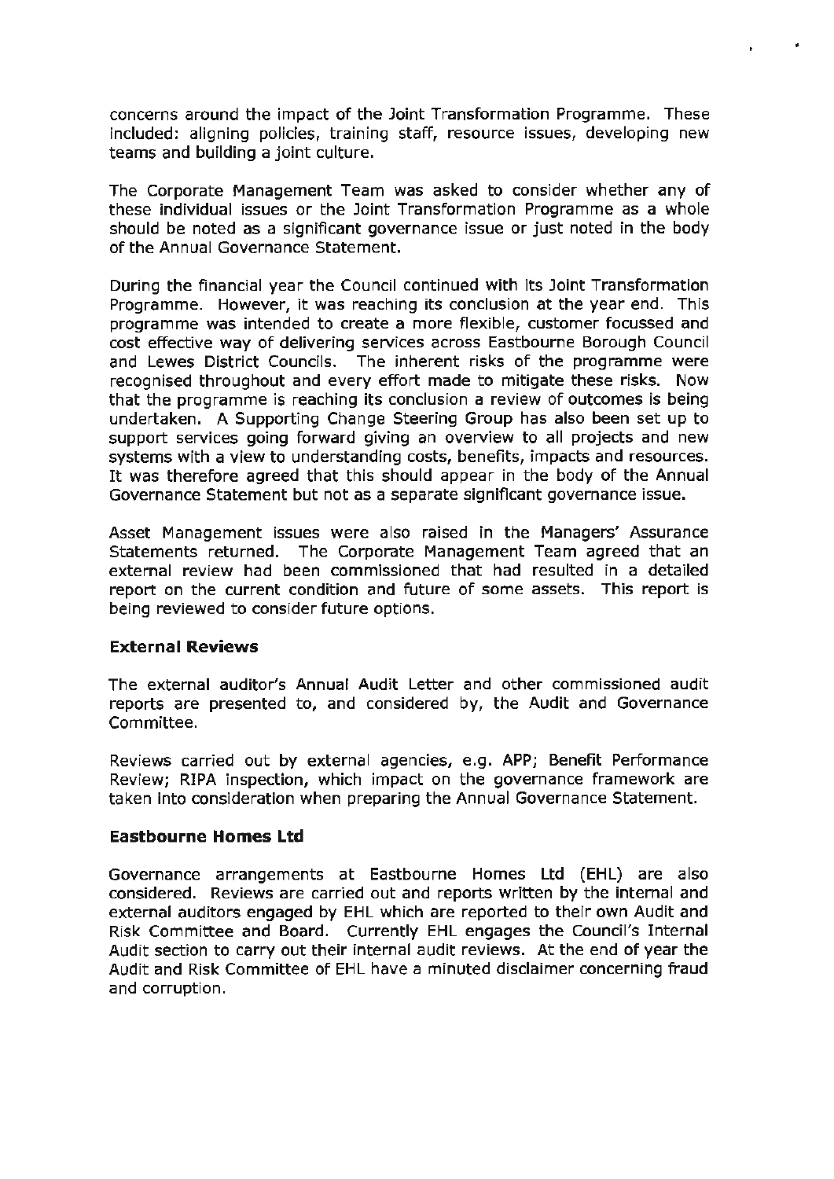concerns around the impact of the Joint Transformation Programme. These included: aligning policies, training staff, resource issues, developing new teams and building a joint culture.

The Corporate Management Team was asked to consider whether any of these individual issues or the Joint Transformation Programme as a whole should be noted as a significant governance issue or just noted in the body of the Annual Governance Statement.

During the financial year the Council continued with its Joint Transformation Programme. However, it was reaching its conclusion at the year end. This programme was intended to create a more flexible, customer focussed and cost effective way of delivering services across Eastbourne Borough Council and Lewes District Councils. The inherent risks of the programme were recognised throughout and every effort made to mitigate these risks. Now that the programme is reaching its conclusion a review of outcomes is being undertaken. A Supporting Change Steering Group has also been set up to support services going forward giving an overview to all projects and new systems with a view to understanding costs, benefits, impacts and resources. It was therefore agreed that this should appear in the body of the Annual Governance Statement but not as a separate significant governance issue.

Asset Management issues were also raised in the Managers' Assurance Statements returned. The Corporate Management Team agreed that an external review had been commissioned that had resulted in a detailed report on the current condition and future of some assets. This report is being reviewed to consider future options.

### External Reviews

The external auditor's Annual Audit Letter and other commissioned audit reports are presented to, and considered by, the Audit and Governance Committee.

Reviews carried out by external agencies, e.g. APP; Benefit Performance Review; RIPA inspection, which impact on the governance framework are taken into consideration when preparing the Annual Governance Statement.

### Eastbourne Homes Ltd

Governance arrangements at Eastbourne Homes Ltd (EHL) are also considered. Reviews are carried out and reports written by the internal and external auditors engaged by EHL which are reported to their own Audit and Risk Committee and Board. Currently EHL engages the Council's Internal Audit section to carry out their internal audit reviews. At the end of year the Audit and Risk Committee of EHL have a minuted disclaimer concerning fraud and corruption.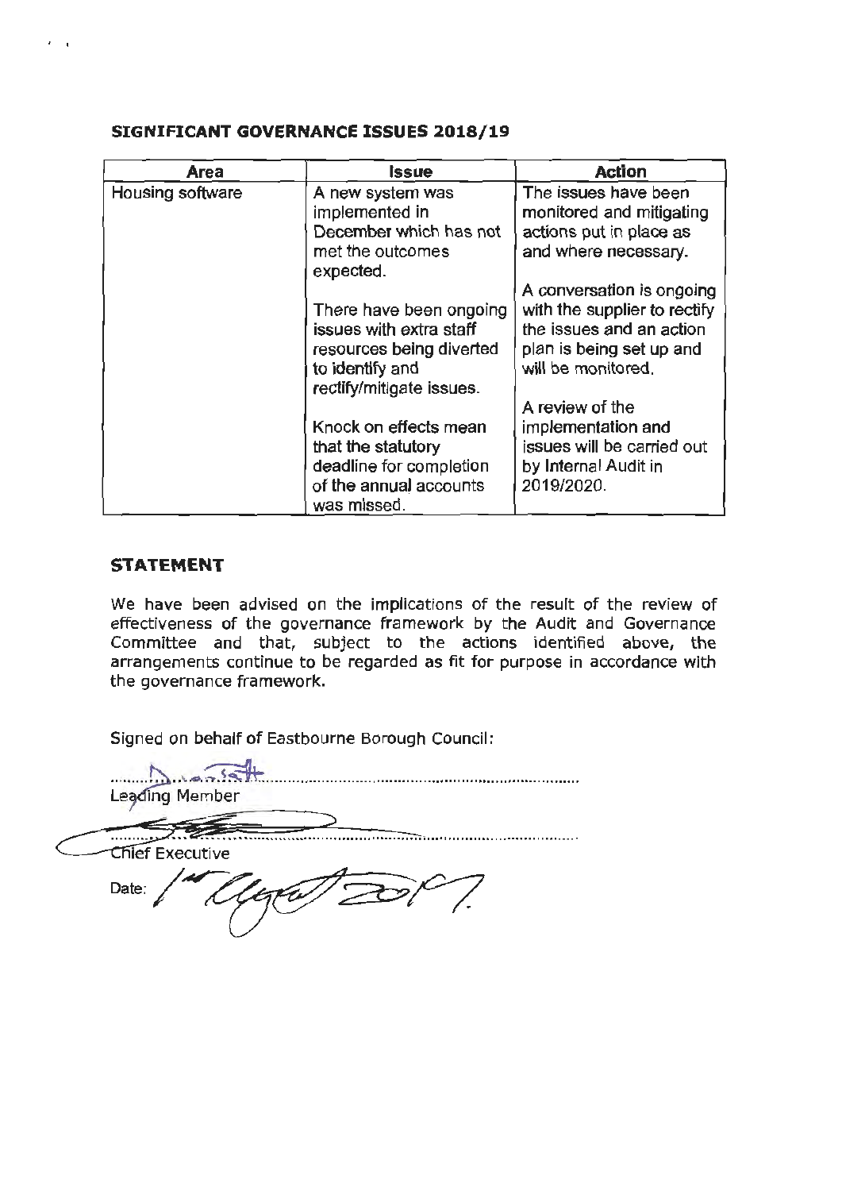### SIGNIFICANT GOVERNANCE ISSUES 2018/19

| Area | Issue | Action |
|---|---|---|
| Housing software | A new system was implemented in December which has not met the outcomes expected.<br><br>There have been ongoing issues with extra staff resources being diverted to identify and rectify/mitigate issues.<br><br>Knock on effects mean that the statutory deadline for completion of the annual accounts was missed. | The issues have been monitored and mitigating actions put in place as and where necessary.<br><br>A conversation is ongoing with the supplier to rectify the issues and an action plan is being set up and will be monitored.<br><br>A review of the implementation and issues will be carried out by Internal Audit in 2019/2020. |

## STATEMENT

We have been advised on the implications of the result of the review of effectiveness of the governance framework by the Audit and Governance Committee and that, subject to the actions identified above, the arrangements continue to be regarded as fit for purpose in accordance with the governance framework.

Signed on behalf of Eastbourne Borough Council:

..............................................................................................
Leading Member

..............................................................................................
Chief Executive

Date: 1st August 2019